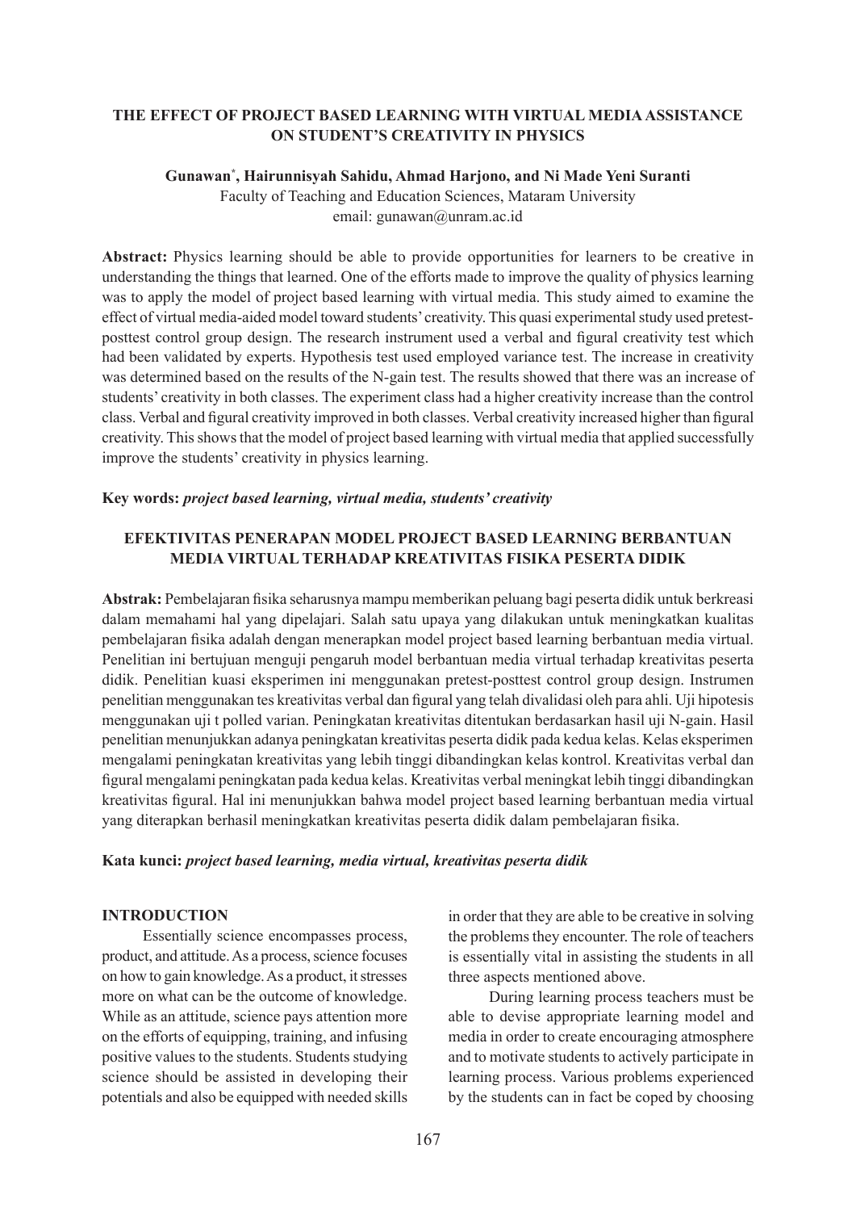# THE EFFECT OF PROJECT BASED LEARNING WITH VIRTUAL MEDIA ASSISTANCE ON STUDENT'S CREATIVITY IN PHYSICS

**Gunawan*, Hairunnisyah Sahidu, Ahmad Harjono, and Ni Made Yeni Suranti**

Faculty of Teaching and Education Sciences, Mataram University

email: gunawan@unram.ac.id

**Abstract:** Physics learning should be able to provide opportunities for learners to be creative in understanding the things that learned. One of the efforts made to improve the quality of physics learning was to apply the model of project based learning with virtual media. This study aimed to examine the effect of virtual media-aided model toward students' creativity. This quasi experimental study used pretest-posttest control group design. The research instrument used a verbal and figural creativity test which had been validated by experts. Hypothesis test used employed variance test. The increase in creativity was determined based on the results of the N-gain test. The results showed that there was an increase of students' creativity in both classes. The experiment class had a higher creativity increase than the control class. Verbal and figural creativity improved in both classes. Verbal creativity increased higher than figural creativity. This shows that the model of project based learning with virtual media that applied successfully improve the students' creativity in physics learning.

**Key words:** ***project based learning, virtual media, students' creativity***

## EFEKTIVITAS PENERAPAN MODEL PROJECT BASED LEARNING BERBANTUAN MEDIA VIRTUAL TERHADAP KREATIVITAS FISIKA PESERTA DIDIK

**Abstrak:** Pembelajaran fisika seharusnya mampu memberikan peluang bagi peserta didik untuk berkreasi dalam memahami hal yang dipelajari. Salah satu upaya yang dilakukan untuk meningkatkan kualitas pembelajaran fisika adalah dengan menerapkan model project based learning berbantuan media virtual. Penelitian ini bertujuan menguji pengaruh model berbantuan media virtual terhadap kreativitas peserta didik. Penelitian kuasi eksperimen ini menggunakan pretest-posttest control group design. Instrumen penelitian menggunakan tes kreativitas verbal dan figural yang telah divalidasi oleh para ahli. Uji hipotesis menggunakan uji t polled varian. Peningkatan kreativitas ditentukan berdasarkan hasil uji N-gain. Hasil penelitian menunjukkan adanya peningkatan kreativitas peserta didik pada kedua kelas. Kelas eksperimen mengalami peningkatan kreativitas yang lebih tinggi dibandingkan kelas kontrol. Kreativitas verbal dan figural mengalami peningkatan pada kedua kelas. Kreativitas verbal meningkat lebih tinggi dibandingkan kreativitas figural. Hal ini menunjukkan bahwa model project based learning berbantuan media virtual yang diterapkan berhasil meningkatkan kreativitas peserta didik dalam pembelajaran fisika.

**Kata kunci:** ***project based learning, media virtual, kreativitas peserta didik***

## INTRODUCTION

Essentially science encompasses process, product, and attitude. As a process, science focuses on how to gain knowledge. As a product, it stresses more on what can be the outcome of knowledge. While as an attitude, science pays attention more on the efforts of equipping, training, and infusing positive values to the students. Students studying science should be assisted in developing their potentials and also be equipped with needed skills in order that they are able to be creative in solving the problems they encounter. The role of teachers is essentially vital in assisting the students in all three aspects mentioned above.

During learning process teachers must be able to devise appropriate learning model and media in order to create encouraging atmosphere and to motivate students to actively participate in learning process. Various problems experienced by the students can in fact be coped by choosing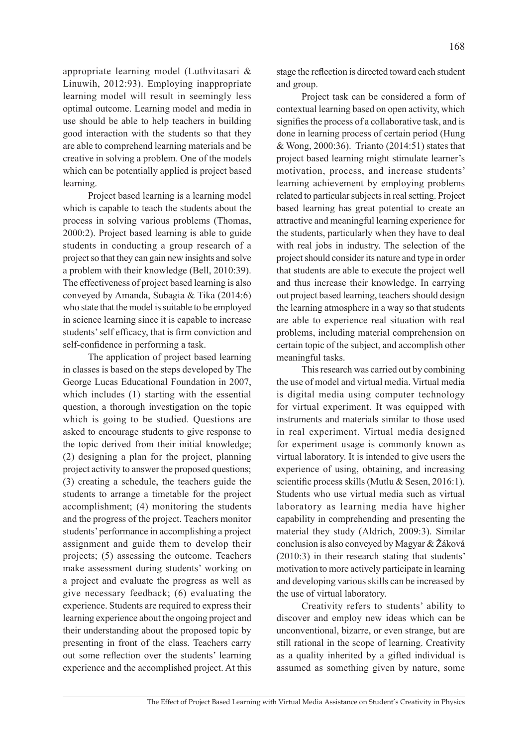appropriate learning model (Luthvitasari & Linuwih, 2012:93). Employing inappropriate learning model will result in seemingly less optimal outcome. Learning model and media in use should be able to help teachers in building good interaction with the students so that they are able to comprehend learning materials and be creative in solving a problem. One of the models which can be potentially applied is project based learning.

Project based learning is a learning model which is capable to teach the students about the process in solving various problems (Thomas, 2000:2). Project based learning is able to guide students in conducting a group research of a project so that they can gain new insights and solve a problem with their knowledge (Bell, 2010:39). The effectiveness of project based learning is also conveyed by Amanda, Subagia & Tika (2014:6) who state that the model is suitable to be employed in science learning since it is capable to increase students' self efficacy, that is firm conviction and self-confidence in performing a task.

The application of project based learning in classes is based on the steps developed by The George Lucas Educational Foundation in 2007, which includes (1) starting with the essential question, a thorough investigation on the topic which is going to be studied. Questions are asked to encourage students to give response to the topic derived from their initial knowledge; (2) designing a plan for the project, planning project activity to answer the proposed questions; (3) creating a schedule, the teachers guide the students to arrange a timetable for the project accomplishment; (4) monitoring the students and the progress of the project. Teachers monitor students' performance in accomplishing a project assignment and guide them to develop their projects; (5) assessing the outcome. Teachers make assessment during students' working on a project and evaluate the progress as well as give necessary feedback; (6) evaluating the experience. Students are required to express their learning experience about the ongoing project and their understanding about the proposed topic by presenting in front of the class. Teachers carry out some reflection over the students' learning experience and the accomplished project. At this stage the reflection is directed toward each student and group.

Project task can be considered a form of contextual learning based on open activity, which signifies the process of a collaborative task, and is done in learning process of certain period (Hung & Wong, 2000:36). Trianto (2014:51) states that project based learning might stimulate learner's motivation, process, and increase students' learning achievement by employing problems related to particular subjects in real setting. Project based learning has great potential to create an attractive and meaningful learning experience for the students, particularly when they have to deal with real jobs in industry. The selection of the project should consider its nature and type in order that students are able to execute the project well and thus increase their knowledge. In carrying out project based learning, teachers should design the learning atmosphere in a way so that students are able to experience real situation with real problems, including material comprehension on certain topic of the subject, and accomplish other meaningful tasks.

This research was carried out by combining the use of model and virtual media. Virtual media is digital media using computer technology for virtual experiment. It was equipped with instruments and materials similar to those used in real experiment. Virtual media designed for experiment usage is commonly known as virtual laboratory. It is intended to give users the experience of using, obtaining, and increasing scientific process skills (Mutlu & Sesen, 2016:1). Students who use virtual media such as virtual laboratory as learning media have higher capability in comprehending and presenting the material they study (Aldrich, 2009:3). Similar conclusion is also conveyed by Magyar & Žáková (2010:3) in their research stating that students' motivation to more actively participate in learning and developing various skills can be increased by the use of virtual laboratory.

Creativity refers to students' ability to discover and employ new ideas which can be unconventional, bizarre, or even strange, but are still rational in the scope of learning. Creativity as a quality inherited by a gifted individual is assumed as something given by nature, some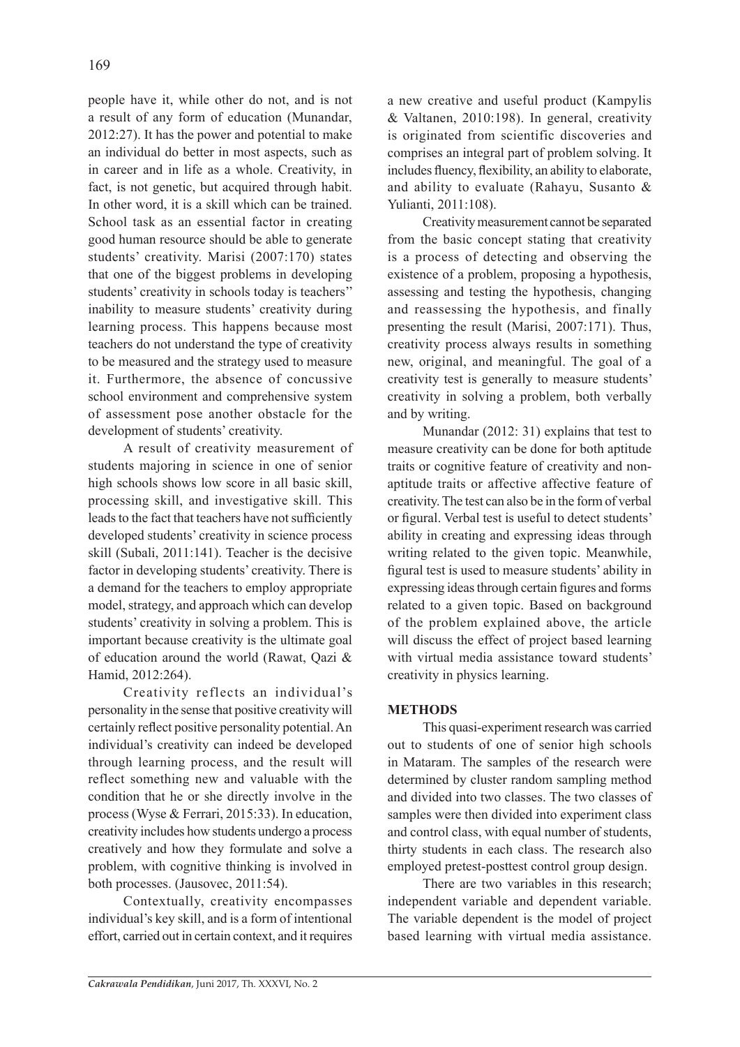people have it, while other do not, and is not a result of any form of education (Munandar, 2012:27). It has the power and potential to make an individual do better in most aspects, such as in career and in life as a whole. Creativity, in fact, is not genetic, but acquired through habit. In other word, it is a skill which can be trained. School task as an essential factor in creating good human resource should be able to generate students' creativity. Marisi (2007:170) states that one of the biggest problems in developing students' creativity in schools today is teachers'' inability to measure students' creativity during learning process. This happens because most teachers do not understand the type of creativity to be measured and the strategy used to measure it. Furthermore, the absence of concussive school environment and comprehensive system of assessment pose another obstacle for the development of students' creativity.

A result of creativity measurement of students majoring in science in one of senior high schools shows low score in all basic skill, processing skill, and investigative skill. This leads to the fact that teachers have not sufficiently developed students' creativity in science process skill (Subali, 2011:141). Teacher is the decisive factor in developing students' creativity. There is a demand for the teachers to employ appropriate model, strategy, and approach which can develop students' creativity in solving a problem. This is important because creativity is the ultimate goal of education around the world (Rawat, Qazi & Hamid, 2012:264).

Creativity reflects an individual's personality in the sense that positive creativity will certainly reflect positive personality potential. An individual's creativity can indeed be developed through learning process, and the result will reflect something new and valuable with the condition that he or she directly involve in the process (Wyse & Ferrari, 2015:33). In education, creativity includes how students undergo a process creatively and how they formulate and solve a problem, with cognitive thinking is involved in both processes. (Jausovec, 2011:54).

Contextually, creativity encompasses individual's key skill, and is a form of intentional effort, carried out in certain context, and it requires a new creative and useful product (Kampylis & Valtanen, 2010:198). In general, creativity is originated from scientific discoveries and comprises an integral part of problem solving. It includes fluency, flexibility, an ability to elaborate, and ability to evaluate (Rahayu, Susanto & Yulianti, 2011:108).

Creativity measurement cannot be separated from the basic concept stating that creativity is a process of detecting and observing the existence of a problem, proposing a hypothesis, assessing and testing the hypothesis, changing and reassessing the hypothesis, and finally presenting the result (Marisi, 2007:171). Thus, creativity process always results in something new, original, and meaningful. The goal of a creativity test is generally to measure students' creativity in solving a problem, both verbally and by writing.

Munandar (2012: 31) explains that test to measure creativity can be done for both aptitude traits or cognitive feature of creativity and non-aptitude traits or affective affective feature of creativity. The test can also be in the form of verbal or figural. Verbal test is useful to detect students' ability in creating and expressing ideas through writing related to the given topic. Meanwhile, figural test is used to measure students' ability in expressing ideas through certain figures and forms related to a given topic. Based on background of the problem explained above, the article will discuss the effect of project based learning with virtual media assistance toward students' creativity in physics learning.

## METHODS

This quasi-experiment research was carried out to students of one of senior high schools in Mataram. The samples of the research were determined by cluster random sampling method and divided into two classes. The two classes of samples were then divided into experiment class and control class, with equal number of students, thirty students in each class. The research also employed pretest-posttest control group design.

There are two variables in this research; independent variable and dependent variable. The variable dependent is the model of project based learning with virtual media assistance.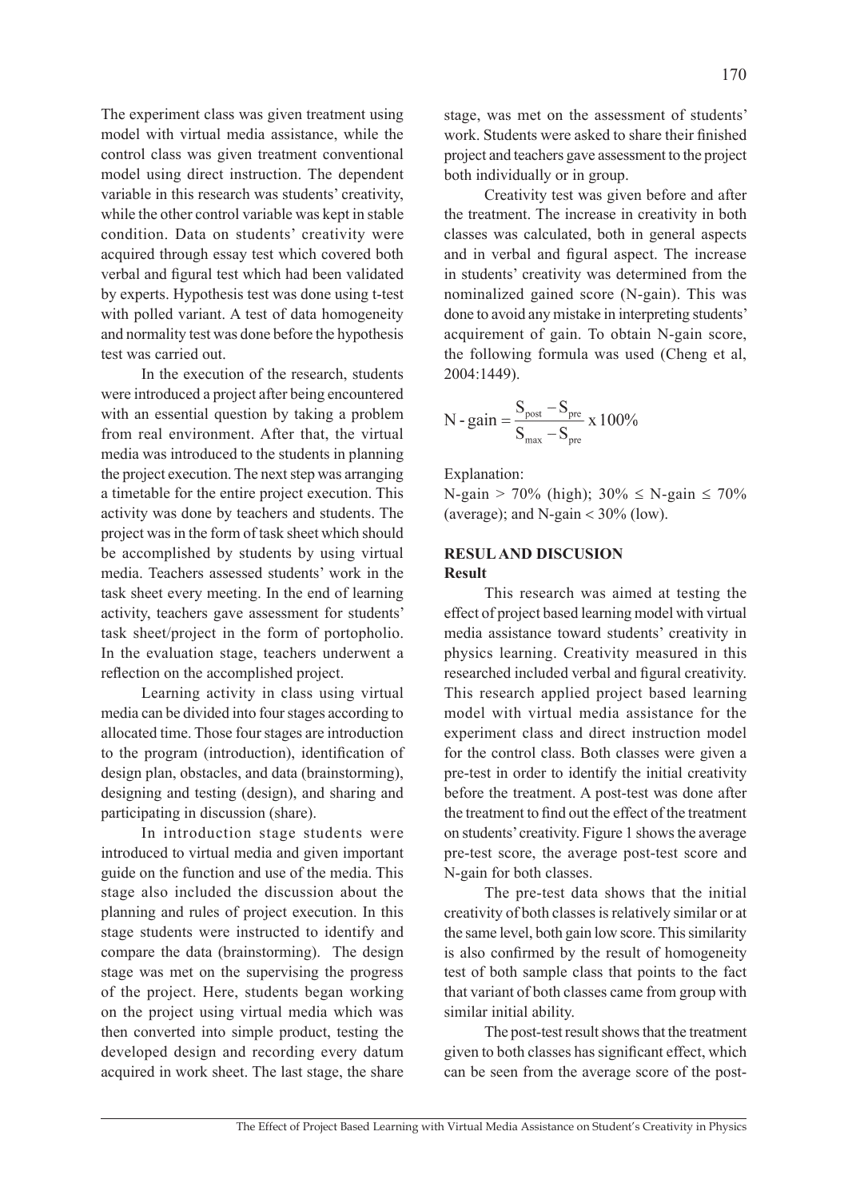The experiment class was given treatment using model with virtual media assistance, while the control class was given treatment conventional model using direct instruction. The dependent variable in this research was students' creativity, while the other control variable was kept in stable condition. Data on students' creativity were acquired through essay test which covered both verbal and figural test which had been validated by experts. Hypothesis test was done using t-test with polled variant. A test of data homogeneity and normality test was done before the hypothesis test was carried out.

In the execution of the research, students were introduced a project after being encountered with an essential question by taking a problem from real environment. After that, the virtual media was introduced to the students in planning the project execution. The next step was arranging a timetable for the entire project execution. This activity was done by teachers and students. The project was in the form of task sheet which should be accomplished by students by using virtual media. Teachers assessed students' work in the task sheet every meeting. In the end of learning activity, teachers gave assessment for students' task sheet/project in the form of portopholio. In the evaluation stage, teachers underwent a reflection on the accomplished project.

Learning activity in class using virtual media can be divided into four stages according to allocated time. Those four stages are introduction to the program (introduction), identification of design plan, obstacles, and data (brainstorming), designing and testing (design), and sharing and participating in discussion (share).

In introduction stage students were introduced to virtual media and given important guide on the function and use of the media. This stage also included the discussion about the planning and rules of project execution. In this stage students were instructed to identify and compare the data (brainstorming). The design stage was met on the supervising the progress of the project. Here, students began working on the project using virtual media which was then converted into simple product, testing the developed design and recording every datum acquired in work sheet. The last stage, the share stage, was met on the assessment of students' work. Students were asked to share their finished project and teachers gave assessment to the project both individually or in group.

Creativity test was given before and after the treatment. The increase in creativity in both classes was calculated, both in general aspects and in verbal and figural aspect. The increase in students' creativity was determined from the nominalized gained score (N-gain). This was done to avoid any mistake in interpreting students' acquirement of gain. To obtain N-gain score, the following formula was used (Cheng et al, 2004:1449).

$$\text{N - gain} = \frac{S_{post} - S_{pre}}{S_{max} - S_{pre}} \times 100\%$$

Explanation:
N-gain > 70% (high); 30% ≤ N-gain ≤ 70% (average); and N-gain < 30% (low).

## RESUL AND DISCUSION

### Result

This research was aimed at testing the effect of project based learning model with virtual media assistance toward students' creativity in physics learning. Creativity measured in this researched included verbal and figural creativity. This research applied project based learning model with virtual media assistance for the experiment class and direct instruction model for the control class. Both classes were given a pre-test in order to identify the initial creativity before the treatment. A post-test was done after the treatment to find out the effect of the treatment on students' creativity. Figure 1 shows the average pre-test score, the average post-test score and N-gain for both classes.

The pre-test data shows that the initial creativity of both classes is relatively similar or at the same level, both gain low score. This similarity is also confirmed by the result of homogeneity test of both sample class that points to the fact that variant of both classes came from group with similar initial ability.

The post-test result shows that the treatment given to both classes has significant effect, which can be seen from the average score of the post-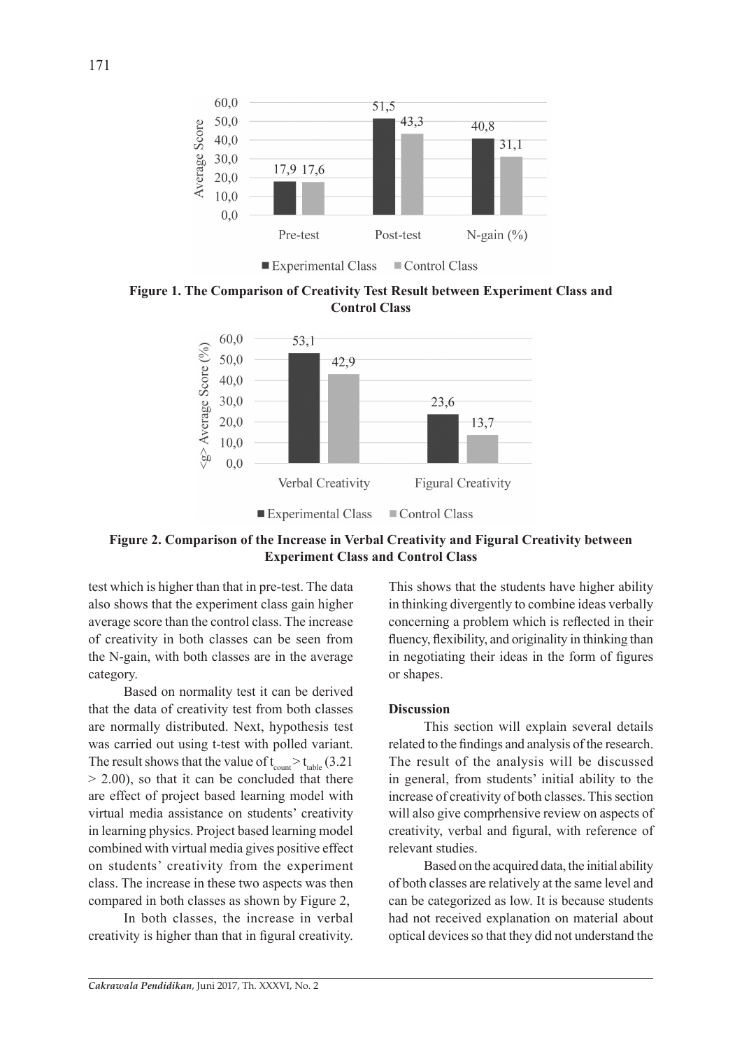**Figure 1. The Comparison of Creativity Test Result between Experiment Class and Control Class**

**Figure 2. Comparison of the Increase in Verbal Creativity and Figural Creativity between Experiment Class and Control Class**

test which is higher than that in pre-test. The data also shows that the experiment class gain higher average score than the control class. The increase of creativity in both classes can be seen from the N-gain, with both classes are in the average category.

Based on normality test it can be derived that the data of creativity test from both classes are normally distributed. Next, hypothesis test was carried out using t-test with polled variant. The result shows that the value of $t_{count} > t_{table}$ (3.21 > 2.00), so that it can be concluded that there are effect of project based learning model with virtual media assistance on students' creativity in learning physics. Project based learning model combined with virtual media gives positive effect on students' creativity from the experiment class. The increase in these two aspects was then compared in both classes as shown by Figure 2,

In both classes, the increase in verbal creativity is higher than that in figural creativity. This shows that the students have higher ability in thinking divergently to combine ideas verbally concerning a problem which is reflected in their fluency, flexibility, and originality in thinking than in negotiating their ideas in the form of figures or shapes.

## Discussion

This section will explain several details related to the findings and analysis of the research. The result of the analysis will be discussed in general, from students' initial ability to the increase of creativity of both classes. This section will also give comprhensive review on aspects of creativity, verbal and figural, with reference of relevant studies.

Based on the acquired data, the initial ability of both classes are relatively at the same level and can be categorized as low. It is because students had not received explanation on material about optical devices so that they did not understand the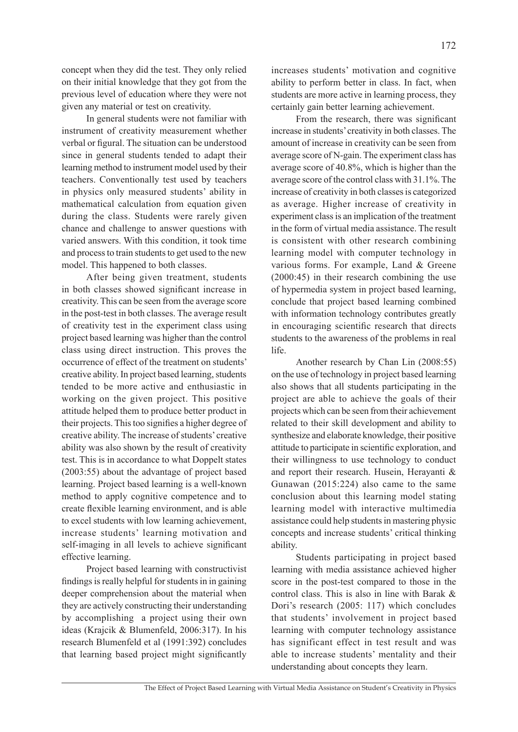concept when they did the test. They only relied on their initial knowledge that they got from the previous level of education where they were not given any material or test on creativity.

In general students were not familiar with instrument of creativity measurement whether verbal or figural. The situation can be understood since in general students tended to adapt their learning method to instrument model used by their teachers. Conventionally test used by teachers in physics only measured students' ability in mathematical calculation from equation given during the class. Students were rarely given chance and challenge to answer questions with varied answers. With this condition, it took time and process to train students to get used to the new model. This happened to both classes.

After being given treatment, students in both classes showed significant increase in creativity. This can be seen from the average score in the post-test in both classes. The average result of creativity test in the experiment class using project based learning was higher than the control class using direct instruction. This proves the occurrence of effect of the treatment on students' creative ability. In project based learning, students tended to be more active and enthusiastic in working on the given project. This positive attitude helped them to produce better product in their projects. This too signifies a higher degree of creative ability. The increase of students' creative ability was also shown by the result of creativity test. This is in accordance to what Doppelt states (2003:55) about the advantage of project based learning. Project based learning is a well-known method to apply cognitive competence and to create flexible learning environment, and is able to excel students with low learning achievement, increase students' learning motivation and self-imaging in all levels to achieve significant effective learning.

Project based learning with constructivist findings is really helpful for students in in gaining deeper comprehension about the material when they are actively constructing their understanding by accomplishing a project using their own ideas (Krajcik & Blumenfeld, 2006:317). In his research Blumenfeld et al (1991:392) concludes that learning based project might significantly increases students' motivation and cognitive ability to perform better in class. In fact, when students are more active in learning process, they certainly gain better learning achievement.

From the research, there was significant increase in students' creativity in both classes. The amount of increase in creativity can be seen from average score of N-gain. The experiment class has average score of 40.8%, which is higher than the average score of the control class with 31.1%. The increase of creativity in both classes is categorized as average. Higher increase of creativity in experiment class is an implication of the treatment in the form of virtual media assistance. The result is consistent with other research combining learning model with computer technology in various forms. For example, Land & Greene (2000:45) in their research combining the use of hypermedia system in project based learning, conclude that project based learning combined with information technology contributes greatly in encouraging scientific research that directs students to the awareness of the problems in real life.

Another research by Chan Lin (2008:55) on the use of technology in project based learning also shows that all students participating in the project are able to achieve the goals of their projects which can be seen from their achievement related to their skill development and ability to synthesize and elaborate knowledge, their positive attitude to participate in scientific exploration, and their willingness to use technology to conduct and report their research. Husein, Herayanti & Gunawan (2015:224) also came to the same conclusion about this learning model stating learning model with interactive multimedia assistance could help students in mastering physic concepts and increase students' critical thinking ability.

Students participating in project based learning with media assistance achieved higher score in the post-test compared to those in the control class. This is also in line with Barak & Dori's research (2005: 117) which concludes that students' involvement in project based learning with computer technology assistance has significant effect in test result and was able to increase students' mentality and their understanding about concepts they learn.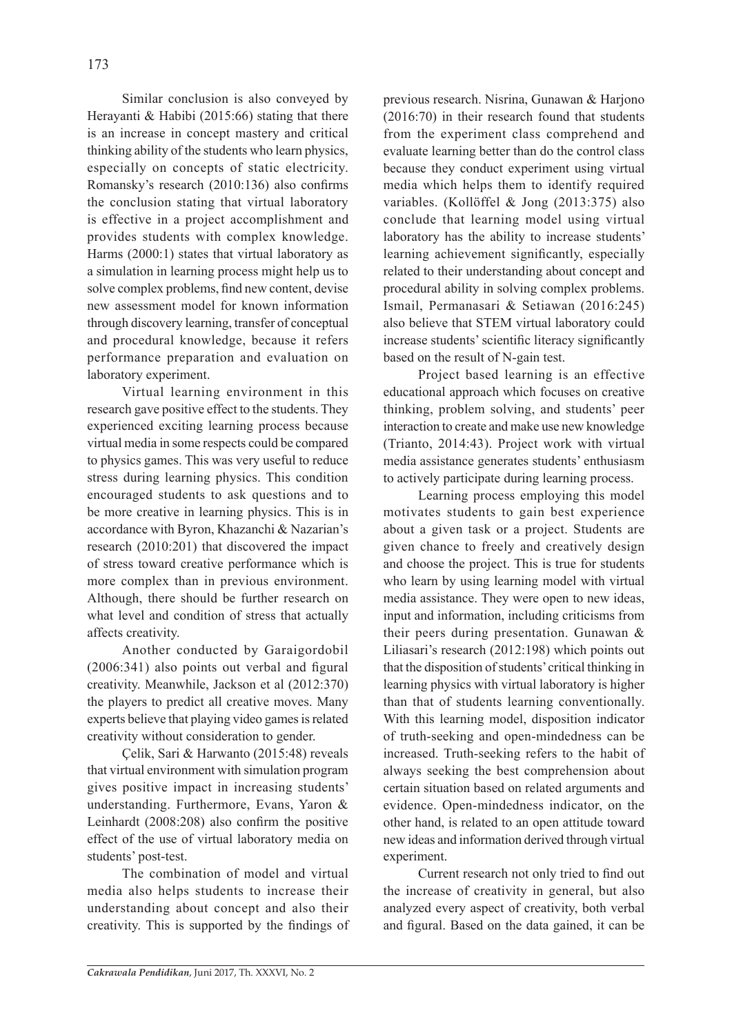Similar conclusion is also conveyed by Herayanti & Habibi (2015:66) stating that there is an increase in concept mastery and critical thinking ability of the students who learn physics, especially on concepts of static electricity. Romansky's research (2010:136) also confirms the conclusion stating that virtual laboratory is effective in a project accomplishment and provides students with complex knowledge. Harms (2000:1) states that virtual laboratory as a simulation in learning process might help us to solve complex problems, find new content, devise new assessment model for known information through discovery learning, transfer of conceptual and procedural knowledge, because it refers performance preparation and evaluation on laboratory experiment.

Virtual learning environment in this research gave positive effect to the students. They experienced exciting learning process because virtual media in some respects could be compared to physics games. This was very useful to reduce stress during learning physics. This condition encouraged students to ask questions and to be more creative in learning physics. This is in accordance with Byron, Khazanchi & Nazarian's research (2010:201) that discovered the impact of stress toward creative performance which is more complex than in previous environment. Although, there should be further research on what level and condition of stress that actually affects creativity.

Another conducted by Garaigordobil (2006:341) also points out verbal and figural creativity. Meanwhile, Jackson et al (2012:370) the players to predict all creative moves. Many experts believe that playing video games is related creativity without consideration to gender.

Çelik, Sari & Harwanto (2015:48) reveals that virtual environment with simulation program gives positive impact in increasing students' understanding. Furthermore, Evans, Yaron & Leinhardt (2008:208) also confirm the positive effect of the use of virtual laboratory media on students' post-test.

The combination of model and virtual media also helps students to increase their understanding about concept and also their creativity. This is supported by the findings of previous research. Nisrina, Gunawan & Harjono (2016:70) in their research found that students from the experiment class comprehend and evaluate learning better than do the control class because they conduct experiment using virtual media which helps them to identify required variables. (Kollöffel & Jong (2013:375) also conclude that learning model using virtual laboratory has the ability to increase students' learning achievement significantly, especially related to their understanding about concept and procedural ability in solving complex problems. Ismail, Permanasari & Setiawan (2016:245) also believe that STEM virtual laboratory could increase students' scientific literacy significantly based on the result of N-gain test.

Project based learning is an effective educational approach which focuses on creative thinking, problem solving, and students' peer interaction to create and make use new knowledge (Trianto, 2014:43). Project work with virtual media assistance generates students' enthusiasm to actively participate during learning process.

Learning process employing this model motivates students to gain best experience about a given task or a project. Students are given chance to freely and creatively design and choose the project. This is true for students who learn by using learning model with virtual media assistance. They were open to new ideas, input and information, including criticisms from their peers during presentation. Gunawan & Liliasari's research (2012:198) which points out that the disposition of students' critical thinking in learning physics with virtual laboratory is higher than that of students learning conventionally. With this learning model, disposition indicator of truth-seeking and open-mindedness can be increased. Truth-seeking refers to the habit of always seeking the best comprehension about certain situation based on related arguments and evidence. Open-mindedness indicator, on the other hand, is related to an open attitude toward new ideas and information derived through virtual experiment.

Current research not only tried to find out the increase of creativity in general, but also analyzed every aspect of creativity, both verbal and figural. Based on the data gained, it can be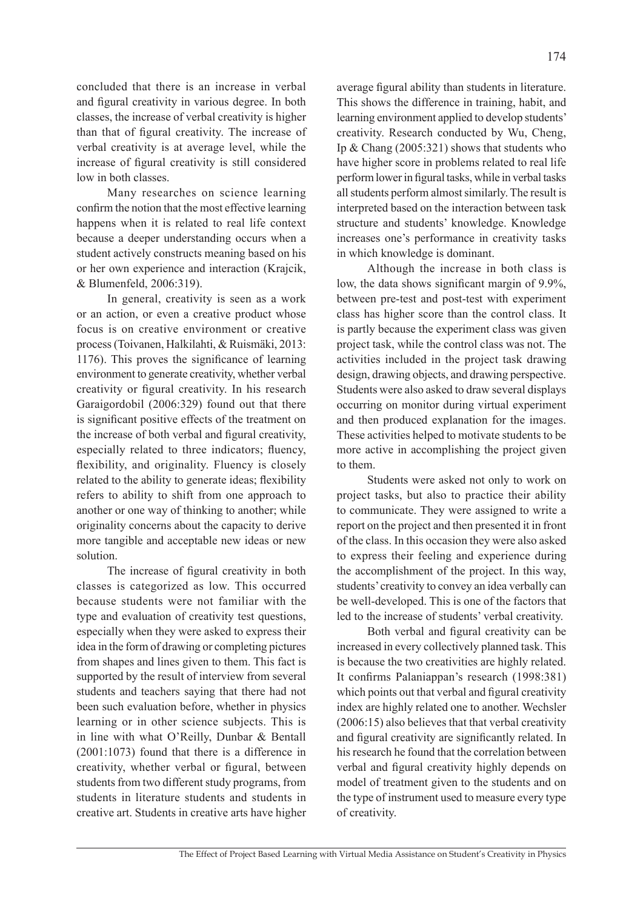concluded that there is an increase in verbal and figural creativity in various degree. In both classes, the increase of verbal creativity is higher than that of figural creativity. The increase of verbal creativity is at average level, while the increase of figural creativity is still considered low in both classes.

Many researches on science learning confirm the notion that the most effective learning happens when it is related to real life context because a deeper understanding occurs when a student actively constructs meaning based on his or her own experience and interaction (Krajcik, & Blumenfeld, 2006:319).

In general, creativity is seen as a work or an action, or even a creative product whose focus is on creative environment or creative process (Toivanen, Halkilahti, & Ruismäki, 2013: 1176). This proves the significance of learning environment to generate creativity, whether verbal creativity or figural creativity. In his research Garaigordobil (2006:329) found out that there is significant positive effects of the treatment on the increase of both verbal and figural creativity, especially related to three indicators; fluency, flexibility, and originality. Fluency is closely related to the ability to generate ideas; flexibility refers to ability to shift from one approach to another or one way of thinking to another; while originality concerns about the capacity to derive more tangible and acceptable new ideas or new solution.

The increase of figural creativity in both classes is categorized as low. This occurred because students were not familiar with the type and evaluation of creativity test questions, especially when they were asked to express their idea in the form of drawing or completing pictures from shapes and lines given to them. This fact is supported by the result of interview from several students and teachers saying that there had not been such evaluation before, whether in physics learning or in other science subjects. This is in line with what O'Reilly, Dunbar & Bentall (2001:1073) found that there is a difference in creativity, whether verbal or figural, between students from two different study programs, from students in literature students and students in creative art. Students in creative arts have higher average figural ability than students in literature. This shows the difference in training, habit, and learning environment applied to develop students' creativity. Research conducted by Wu, Cheng, Ip & Chang (2005:321) shows that students who have higher score in problems related to real life perform lower in figural tasks, while in verbal tasks all students perform almost similarly. The result is interpreted based on the interaction between task structure and students' knowledge. Knowledge increases one's performance in creativity tasks in which knowledge is dominant.

Although the increase in both class is low, the data shows significant margin of 9.9%, between pre-test and post-test with experiment class has higher score than the control class. It is partly because the experiment class was given project task, while the control class was not. The activities included in the project task drawing design, drawing objects, and drawing perspective. Students were also asked to draw several displays occurring on monitor during virtual experiment and then produced explanation for the images. These activities helped to motivate students to be more active in accomplishing the project given to them.

Students were asked not only to work on project tasks, but also to practice their ability to communicate. They were assigned to write a report on the project and then presented it in front of the class. In this occasion they were also asked to express their feeling and experience during the accomplishment of the project. In this way, students' creativity to convey an idea verbally can be well-developed. This is one of the factors that led to the increase of students' verbal creativity.

Both verbal and figural creativity can be increased in every collectively planned task. This is because the two creativities are highly related. It confirms Palaniappan's research (1998:381) which points out that verbal and figural creativity index are highly related one to another. Wechsler (2006:15) also believes that that verbal creativity and figural creativity are significantly related. In his research he found that the correlation between verbal and figural creativity highly depends on model of treatment given to the students and on the type of instrument used to measure every type of creativity.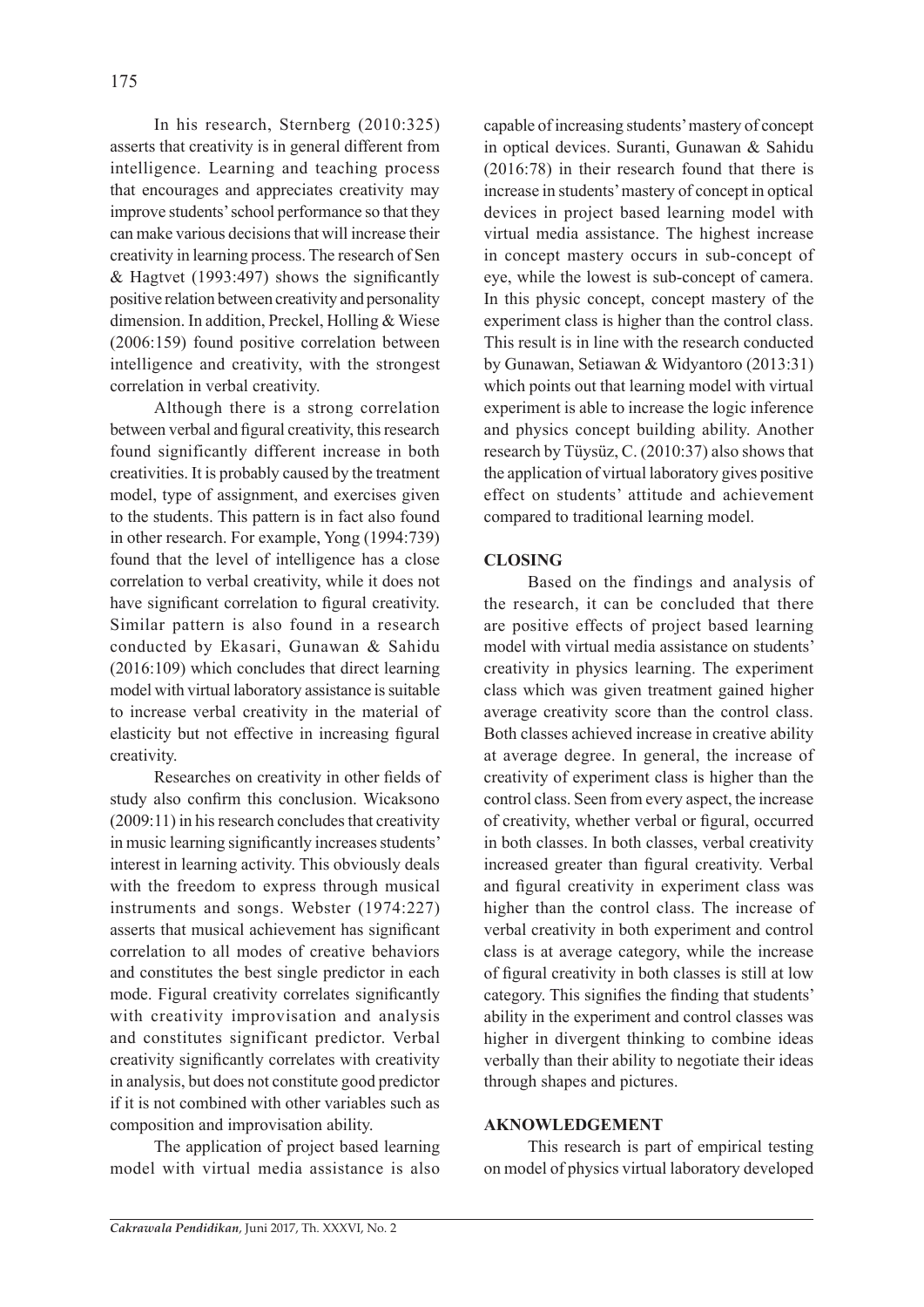In his research, Sternberg (2010:325) asserts that creativity is in general different from intelligence. Learning and teaching process that encourages and appreciates creativity may improve students' school performance so that they can make various decisions that will increase their creativity in learning process. The research of Sen & Hagtvet (1993:497) shows the significantly positive relation between creativity and personality dimension. In addition, Preckel, Holling & Wiese (2006:159) found positive correlation between intelligence and creativity, with the strongest correlation in verbal creativity.

Although there is a strong correlation between verbal and figural creativity, this research found significantly different increase in both creativities. It is probably caused by the treatment model, type of assignment, and exercises given to the students. This pattern is in fact also found in other research. For example, Yong (1994:739) found that the level of intelligence has a close correlation to verbal creativity, while it does not have significant correlation to figural creativity. Similar pattern is also found in a research conducted by Ekasari, Gunawan & Sahidu (2016:109) which concludes that direct learning model with virtual laboratory assistance is suitable to increase verbal creativity in the material of elasticity but not effective in increasing figural creativity.

Researches on creativity in other fields of study also confirm this conclusion. Wicaksono (2009:11) in his research concludes that creativity in music learning significantly increases students' interest in learning activity. This obviously deals with the freedom to express through musical instruments and songs. Webster (1974:227) asserts that musical achievement has significant correlation to all modes of creative behaviors and constitutes the best single predictor in each mode. Figural creativity correlates significantly with creativity improvisation and analysis and constitutes significant predictor. Verbal creativity significantly correlates with creativity in analysis, but does not constitute good predictor if it is not combined with other variables such as composition and improvisation ability.

The application of project based learning model with virtual media assistance is also capable of increasing students' mastery of concept in optical devices. Suranti, Gunawan & Sahidu (2016:78) in their research found that there is increase in students' mastery of concept in optical devices in project based learning model with virtual media assistance. The highest increase in concept mastery occurs in sub-concept of eye, while the lowest is sub-concept of camera. In this physic concept, concept mastery of the experiment class is higher than the control class. This result is in line with the research conducted by Gunawan, Setiawan & Widyantoro (2013:31) which points out that learning model with virtual experiment is able to increase the logic inference and physics concept building ability. Another research by Tüysüz, C. (2010:37) also shows that the application of virtual laboratory gives positive effect on students' attitude and achievement compared to traditional learning model.

## CLOSING

Based on the findings and analysis of the research, it can be concluded that there are positive effects of project based learning model with virtual media assistance on students' creativity in physics learning. The experiment class which was given treatment gained higher average creativity score than the control class. Both classes achieved increase in creative ability at average degree. In general, the increase of creativity of experiment class is higher than the control class. Seen from every aspect, the increase of creativity, whether verbal or figural, occurred in both classes. In both classes, verbal creativity increased greater than figural creativity. Verbal and figural creativity in experiment class was higher than the control class. The increase of verbal creativity in both experiment and control class is at average category, while the increase of figural creativity in both classes is still at low category. This signifies the finding that students' ability in the experiment and control classes was higher in divergent thinking to combine ideas verbally than their ability to negotiate their ideas through shapes and pictures.

## AKNOWLEDGEMENT

This research is part of empirical testing on model of physics virtual laboratory developed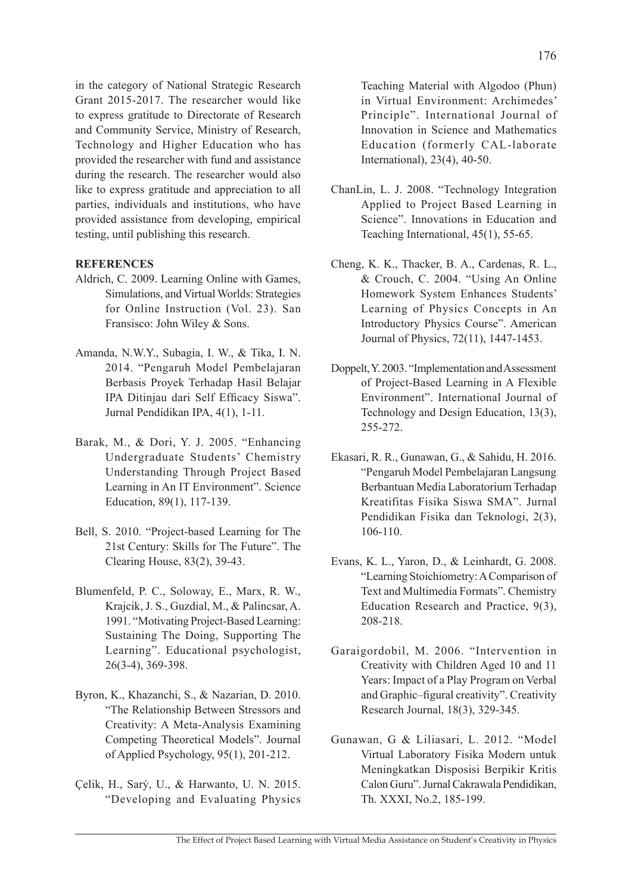in the category of National Strategic Research Grant 2015-2017. The researcher would like to express gratitude to Directorate of Research and Community Service, Ministry of Research, Technology and Higher Education who has provided the researcher with fund and assistance during the research. The researcher would also like to express gratitude and appreciation to all parties, individuals and institutions, who have provided assistance from developing, empirical testing, until publishing this research.

**REFERENCES**

Aldrich, C. 2009. Learning Online with Games, Simulations, and Virtual Worlds: Strategies for Online Instruction (Vol. 23). San Fransisco: John Wiley & Sons.

Amanda, N.W.Y., Subagia, I. W., & Tika, I. N. 2014. "Pengaruh Model Pembelajaran Berbasis Proyek Terhadap Hasil Belajar IPA Ditinjau dari Self Efficacy Siswa". Jurnal Pendidikan IPA, 4(1), 1-11.

Barak, M., & Dori, Y. J. 2005. "Enhancing Undergraduate Students' Chemistry Understanding Through Project Based Learning in An IT Environment". Science Education, 89(1), 117-139.

Bell, S. 2010. "Project-based Learning for The 21st Century: Skills for The Future". The Clearing House, 83(2), 39-43.

Blumenfeld, P. C., Soloway, E., Marx, R. W., Krajcik, J. S., Guzdial, M., & Palincsar, A. 1991. "Motivating Project-Based Learning: Sustaining The Doing, Supporting The Learning". Educational psychologist, 26(3-4), 369-398.

Byron, K., Khazanchi, S., & Nazarian, D. 2010. "The Relationship Between Stressors and Creativity: A Meta-Analysis Examining Competing Theoretical Models". Journal of Applied Psychology, 95(1), 201-212.

Çelik, H., Sarý, U., & Harwanto, U. N. 2015. "Developing and Evaluating Physics Teaching Material with Algodoo (Phun) in Virtual Environment: Archimedes' Principle". International Journal of Innovation in Science and Mathematics Education (formerly CAL-laborate International), 23(4), 40-50.

ChanLin, L. J. 2008. "Technology Integration Applied to Project Based Learning in Science". Innovations in Education and Teaching International, 45(1), 55-65.

Cheng, K. K., Thacker, B. A., Cardenas, R. L., & Crouch, C. 2004. "Using An Online Homework System Enhances Students' Learning of Physics Concepts in An Introductory Physics Course". American Journal of Physics, 72(11), 1447-1453.

Doppelt, Y. 2003. "Implementation and Assessment of Project-Based Learning in A Flexible Environment". International Journal of Technology and Design Education, 13(3), 255-272.

Ekasari, R. R., Gunawan, G., & Sahidu, H. 2016. "Pengaruh Model Pembelajaran Langsung Berbantuan Media Laboratorium Terhadap Kreatifitas Fisika Siswa SMA". Jurnal Pendidikan Fisika dan Teknologi, 2(3), 106-110.

Evans, K. L., Yaron, D., & Leinhardt, G. 2008. "Learning Stoichiometry: A Comparison of Text and Multimedia Formats". Chemistry Education Research and Practice, 9(3), 208-218.

Garaigordobil, M. 2006. "Intervention in Creativity with Children Aged 10 and 11 Years: Impact of a Play Program on Verbal and Graphic–figural creativity". Creativity Research Journal, 18(3), 329-345.

Gunawan, G & Liliasari, L. 2012. "Model Virtual Laboratory Fisika Modern untuk Meningkatkan Disposisi Berpikir Kritis Calon Guru". Jurnal Cakrawala Pendidikan, Th. XXXI, No.2, 185-199.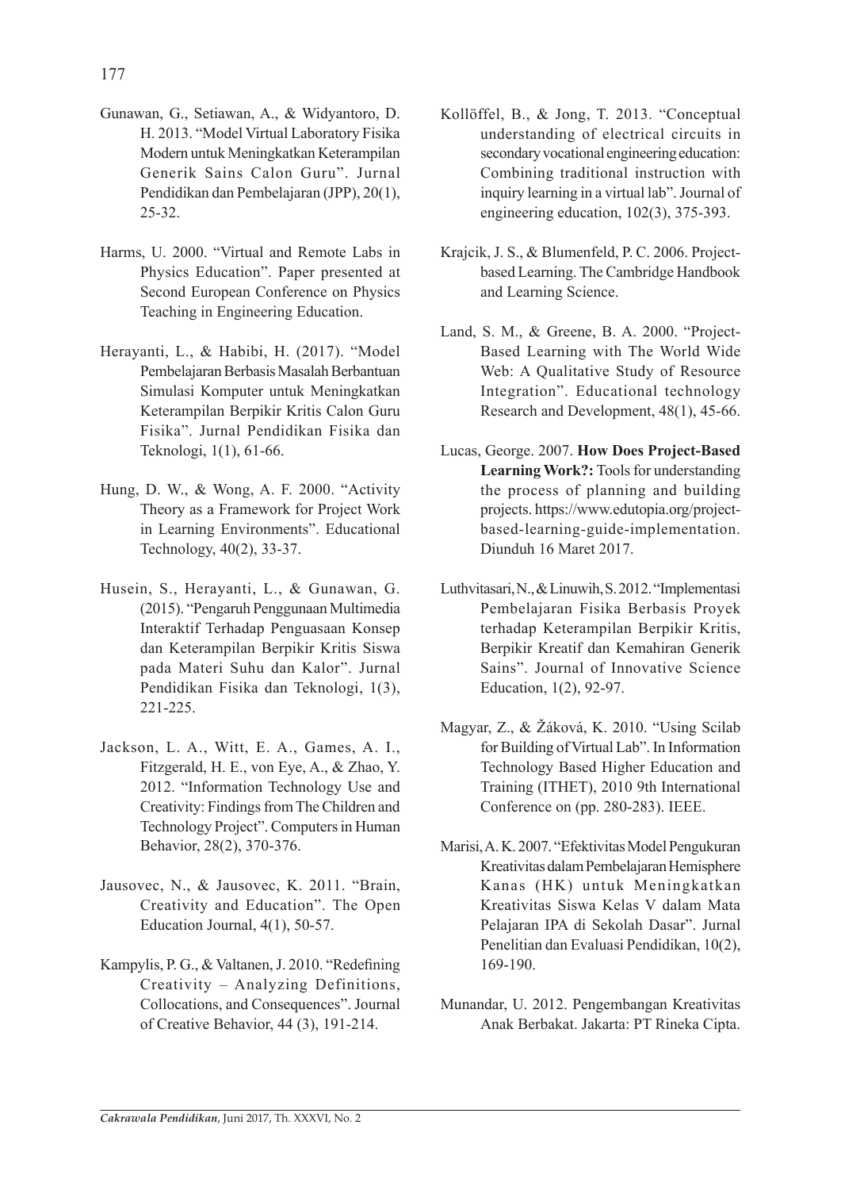Gunawan, G., Setiawan, A., & Widyantoro, D. H. 2013. "Model Virtual Laboratory Fisika Modern untuk Meningkatkan Keterampilan Generik Sains Calon Guru". Jurnal Pendidikan dan Pembelajaran (JPP), 20(1), 25-32.

Harms, U. 2000. "Virtual and Remote Labs in Physics Education". Paper presented at Second European Conference on Physics Teaching in Engineering Education.

Herayanti, L., & Habibi, H. (2017). "Model Pembelajaran Berbasis Masalah Berbantuan Simulasi Komputer untuk Meningkatkan Keterampilan Berpikir Kritis Calon Guru Fisika". Jurnal Pendidikan Fisika dan Teknologi, 1(1), 61-66.

Hung, D. W., & Wong, A. F. 2000. "Activity Theory as a Framework for Project Work in Learning Environments". Educational Technology, 40(2), 33-37.

Husein, S., Herayanti, L., & Gunawan, G. (2015). "Pengaruh Penggunaan Multimedia Interaktif Terhadap Penguasaan Konsep dan Keterampilan Berpikir Kritis Siswa pada Materi Suhu dan Kalor". Jurnal Pendidikan Fisika dan Teknologi, 1(3), 221-225.

Jackson, L. A., Witt, E. A., Games, A. I., Fitzgerald, H. E., von Eye, A., & Zhao, Y. 2012. "Information Technology Use and Creativity: Findings from The Children and Technology Project". Computers in Human Behavior, 28(2), 370-376.

Jausovec, N., & Jausovec, K. 2011. "Brain, Creativity and Education". The Open Education Journal, 4(1), 50-57.

Kampylis, P. G., & Valtanen, J. 2010. "Redefining Creativity – Analyzing Definitions, Collocations, and Consequences". Journal of Creative Behavior, 44 (3), 191-214.

Kollöffel, B., & Jong, T. 2013. "Conceptual understanding of electrical circuits in secondary vocational engineering education: Combining traditional instruction with inquiry learning in a virtual lab". Journal of engineering education, 102(3), 375-393.

Krajcik, J. S., & Blumenfeld, P. C. 2006. Project-based Learning. The Cambridge Handbook and Learning Science.

Land, S. M., & Greene, B. A. 2000. "Project-Based Learning with The World Wide Web: A Qualitative Study of Resource Integration". Educational technology Research and Development, 48(1), 45-66.

Lucas, George. 2007. **How Does Project-Based Learning Work?:** Tools for understanding the process of planning and building projects. https://www.edutopia.org/project-based-learning-guide-implementation. Diunduh 16 Maret 2017.

Luthvitasari, N., & Linuwih, S. 2012. "Implementasi Pembelajaran Fisika Berbasis Proyek terhadap Keterampilan Berpikir Kritis, Berpikir Kreatif dan Kemahiran Generik Sains". Journal of Innovative Science Education, 1(2), 92-97.

Magyar, Z., & Žáková, K. 2010. "Using Scilab for Building of Virtual Lab". In Information Technology Based Higher Education and Training (ITHET), 2010 9th International Conference on (pp. 280-283). IEEE.

Marisi, A. K. 2007. "Efektivitas Model Pengukuran Kreativitas dalam Pembelajaran Hemisphere Kanas (HK) untuk Meningkatkan Kreativitas Siswa Kelas V dalam Mata Pelajaran IPA di Sekolah Dasar". Jurnal Penelitian dan Evaluasi Pendidikan, 10(2), 169-190.

Munandar, U. 2012. Pengembangan Kreativitas Anak Berbakat. Jakarta: PT Rineka Cipta.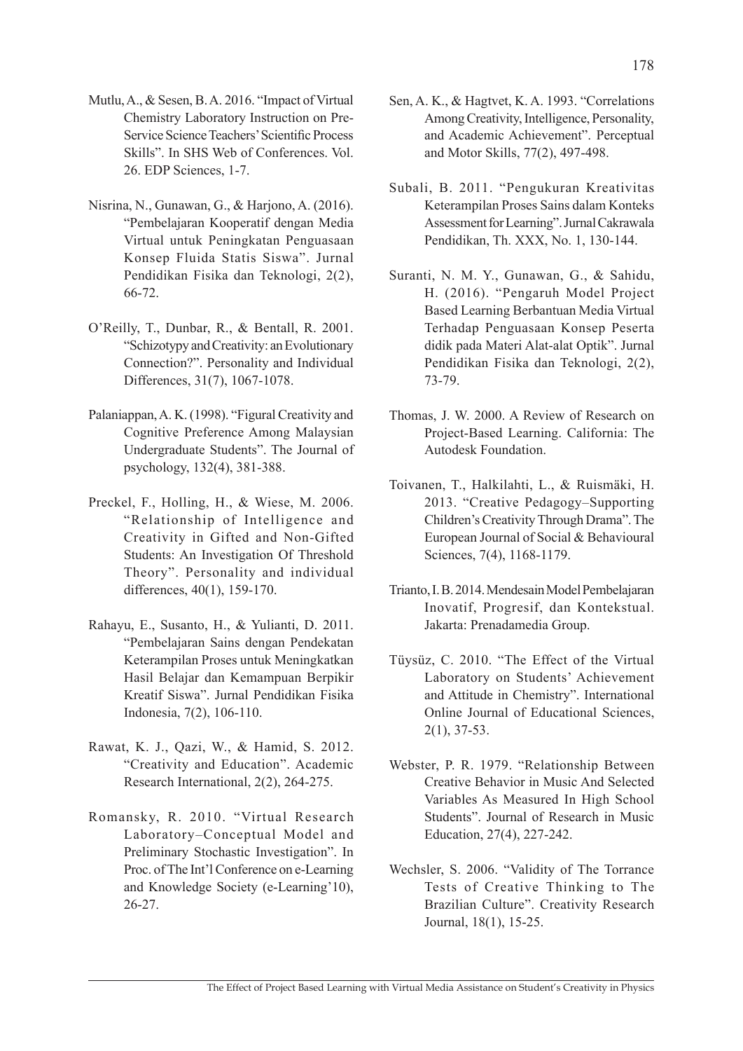Mutlu, A., & Sesen, B. A. 2016. "Impact of Virtual Chemistry Laboratory Instruction on Pre-Service Science Teachers' Scientific Process Skills". In SHS Web of Conferences. Vol. 26. EDP Sciences, 1-7.

Nisrina, N., Gunawan, G., & Harjono, A. (2016). "Pembelajaran Kooperatif dengan Media Virtual untuk Peningkatan Penguasaan Konsep Fluida Statis Siswa". Jurnal Pendidikan Fisika dan Teknologi, 2(2), 66-72.

O'Reilly, T., Dunbar, R., & Bentall, R. 2001. "Schizotypy and Creativity: an Evolutionary Connection?". Personality and Individual Differences, 31(7), 1067-1078.

Palaniappan, A. K. (1998). "Figural Creativity and Cognitive Preference Among Malaysian Undergraduate Students". The Journal of psychology, 132(4), 381-388.

Preckel, F., Holling, H., & Wiese, M. 2006. "Relationship of Intelligence and Creativity in Gifted and Non-Gifted Students: An Investigation Of Threshold Theory". Personality and individual differences, 40(1), 159-170.

Rahayu, E., Susanto, H., & Yulianti, D. 2011. "Pembelajaran Sains dengan Pendekatan Keterampilan Proses untuk Meningkatkan Hasil Belajar dan Kemampuan Berpikir Kreatif Siswa". Jurnal Pendidikan Fisika Indonesia, 7(2), 106-110.

Rawat, K. J., Qazi, W., & Hamid, S. 2012. "Creativity and Education". Academic Research International, 2(2), 264-275.

Romansky, R. 2010. "Virtual Research Laboratory–Conceptual Model and Preliminary Stochastic Investigation". In Proc. of The Int'l Conference on e-Learning and Knowledge Society (e-Learning'10), 26-27.

Sen, A. K., & Hagtvet, K. A. 1993. "Correlations Among Creativity, Intelligence, Personality, and Academic Achievement". Perceptual and Motor Skills, 77(2), 497-498.

Subali, B. 2011. "Pengukuran Kreativitas Keterampilan Proses Sains dalam Konteks Assessment for Learning". Jurnal Cakrawala Pendidikan, Th. XXX, No. 1, 130-144.

Suranti, N. M. Y., Gunawan, G., & Sahidu, H. (2016). "Pengaruh Model Project Based Learning Berbantuan Media Virtual Terhadap Penguasaan Konsep Peserta didik pada Materi Alat-alat Optik". Jurnal Pendidikan Fisika dan Teknologi, 2(2), 73-79.

Thomas, J. W. 2000. A Review of Research on Project-Based Learning. California: The Autodesk Foundation.

Toivanen, T., Halkilahti, L., & Ruismäki, H. 2013. "Creative Pedagogy–Supporting Children's Creativity Through Drama". The European Journal of Social & Behavioural Sciences, 7(4), 1168-1179.

Trianto, I. B. 2014. Mendesain Model Pembelajaran Inovatif, Progresif, dan Kontekstual. Jakarta: Prenadamedia Group.

Tüysüz, C. 2010. "The Effect of the Virtual Laboratory on Students' Achievement and Attitude in Chemistry". International Online Journal of Educational Sciences, 2(1), 37-53.

Webster, P. R. 1979. "Relationship Between Creative Behavior in Music And Selected Variables As Measured In High School Students". Journal of Research in Music Education, 27(4), 227-242.

Wechsler, S. 2006. "Validity of The Torrance Tests of Creative Thinking to The Brazilian Culture". Creativity Research Journal, 18(1), 15-25.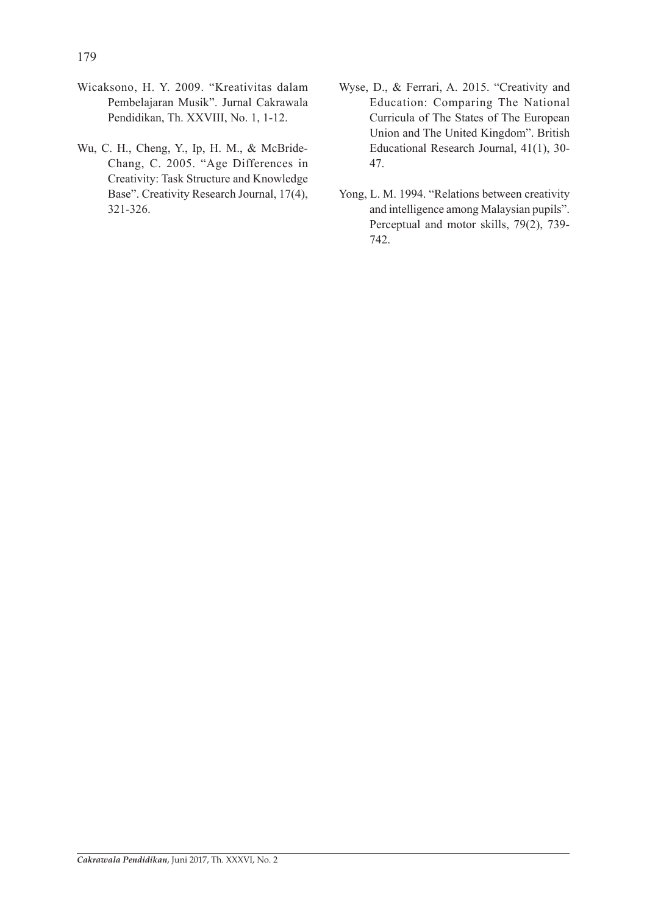Wicaksono, H. Y. 2009. "Kreativitas dalam Pembelajaran Musik". Jurnal Cakrawala Pendidikan, Th. XXVIII, No. 1, 1-12.

Wu, C. H., Cheng, Y., Ip, H. M., & McBride-Chang, C. 2005. "Age Differences in Creativity: Task Structure and Knowledge Base". Creativity Research Journal, 17(4), 321-326.

Wyse, D., & Ferrari, A. 2015. "Creativity and Education: Comparing The National Curricula of The States of The European Union and The United Kingdom". British Educational Research Journal, 41(1), 30-47.

Yong, L. M. 1994. "Relations between creativity and intelligence among Malaysian pupils". Perceptual and motor skills, 79(2), 739-742.